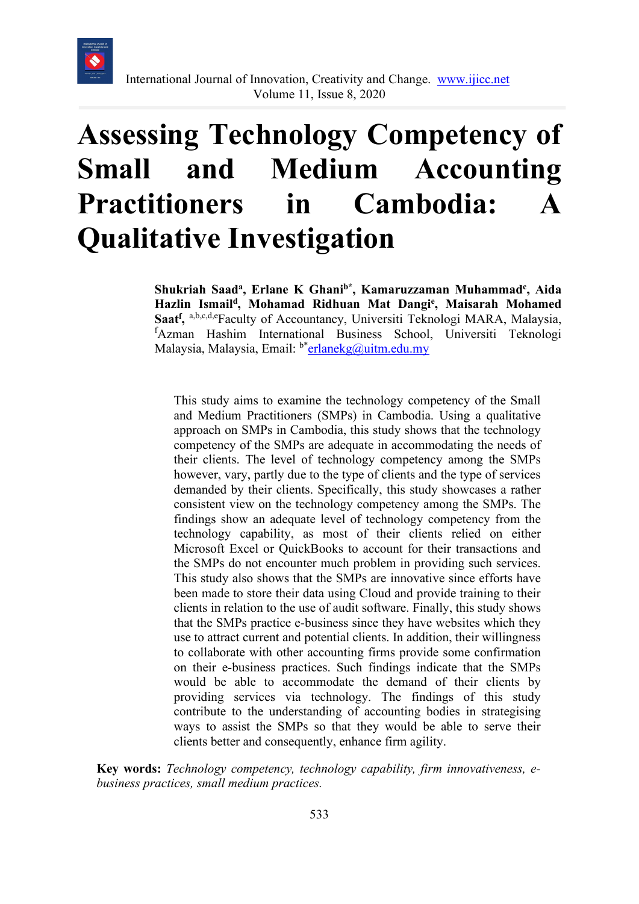# Assessing Technology Competency of Small and Medium Accounting Practitioners in Cambodia: A Qualitative Investigation

**Shukriah Saad[a], Erlane K Ghani[b*], Kamaruzzaman Muhammad[c], Aida Hazlin Ismail[d], Mohamad Ridhuan Mat Dangi[e], Maisarah Mohamed Saat[f],** [a,b,c,d,e]Faculty of Accountancy, Universiti Teknologi MARA, Malaysia, [f]Azman Hashim International Business School, Universiti Teknologi Malaysia, Malaysia, Email: [b*]erlanekg@uitm.edu.my

This study aims to examine the technology competency of the Small and Medium Practitioners (SMPs) in Cambodia. Using a qualitative approach on SMPs in Cambodia, this study shows that the technology competency of the SMPs are adequate in accommodating the needs of their clients. The level of technology competency among the SMPs however, vary, partly due to the type of clients and the type of services demanded by their clients. Specifically, this study showcases a rather consistent view on the technology competency among the SMPs. The findings show an adequate level of technology competency from the technology capability, as most of their clients relied on either Microsoft Excel or QuickBooks to account for their transactions and the SMPs do not encounter much problem in providing such services. This study also shows that the SMPs are innovative since efforts have been made to store their data using Cloud and provide training to their clients in relation to the use of audit software. Finally, this study shows that the SMPs practice e-business since they have websites which they use to attract current and potential clients. In addition, their willingness to collaborate with other accounting firms provide some confirmation on their e-business practices. Such findings indicate that the SMPs would be able to accommodate the demand of their clients by providing services via technology. The findings of this study contribute to the understanding of accounting bodies in strategising ways to assist the SMPs so that they would be able to serve their clients better and consequently, enhance firm agility.

**Key words:** *Technology competency, technology capability, firm innovativeness, e-business practices, small medium practices.*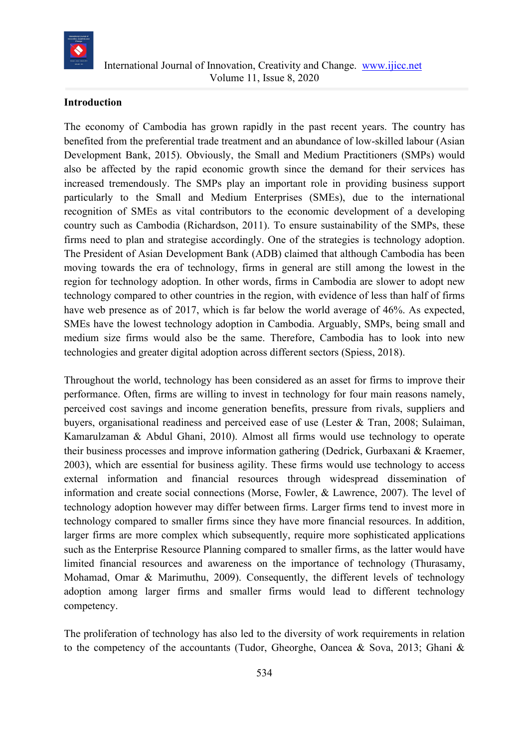## Introduction

The economy of Cambodia has grown rapidly in the past recent years. The country has benefited from the preferential trade treatment and an abundance of low-skilled labour (Asian Development Bank, 2015). Obviously, the Small and Medium Practitioners (SMPs) would also be affected by the rapid economic growth since the demand for their services has increased tremendously. The SMPs play an important role in providing business support particularly to the Small and Medium Enterprises (SMEs), due to the international recognition of SMEs as vital contributors to the economic development of a developing country such as Cambodia (Richardson, 2011). To ensure sustainability of the SMPs, these firms need to plan and strategise accordingly. One of the strategies is technology adoption. The President of Asian Development Bank (ADB) claimed that although Cambodia has been moving towards the era of technology, firms in general are still among the lowest in the region for technology adoption. In other words, firms in Cambodia are slower to adopt new technology compared to other countries in the region, with evidence of less than half of firms have web presence as of 2017, which is far below the world average of 46%. As expected, SMEs have the lowest technology adoption in Cambodia. Arguably, SMPs, being small and medium size firms would also be the same. Therefore, Cambodia has to look into new technologies and greater digital adoption across different sectors (Spiess, 2018).

Throughout the world, technology has been considered as an asset for firms to improve their performance. Often, firms are willing to invest in technology for four main reasons namely, perceived cost savings and income generation benefits, pressure from rivals, suppliers and buyers, organisational readiness and perceived ease of use (Lester & Tran, 2008; Sulaiman, Kamarulzaman & Abdul Ghani, 2010). Almost all firms would use technology to operate their business processes and improve information gathering (Dedrick, Gurbaxani & Kraemer, 2003), which are essential for business agility. These firms would use technology to access external information and financial resources through widespread dissemination of information and create social connections (Morse, Fowler, & Lawrence, 2007). The level of technology adoption however may differ between firms. Larger firms tend to invest more in technology compared to smaller firms since they have more financial resources. In addition, larger firms are more complex which subsequently, require more sophisticated applications such as the Enterprise Resource Planning compared to smaller firms, as the latter would have limited financial resources and awareness on the importance of technology (Thurasamy, Mohamad, Omar & Marimuthu, 2009). Consequently, the different levels of technology adoption among larger firms and smaller firms would lead to different technology competency.

The proliferation of technology has also led to the diversity of work requirements in relation to the competency of the accountants (Tudor, Gheorghe, Oancea & Sova, 2013; Ghani &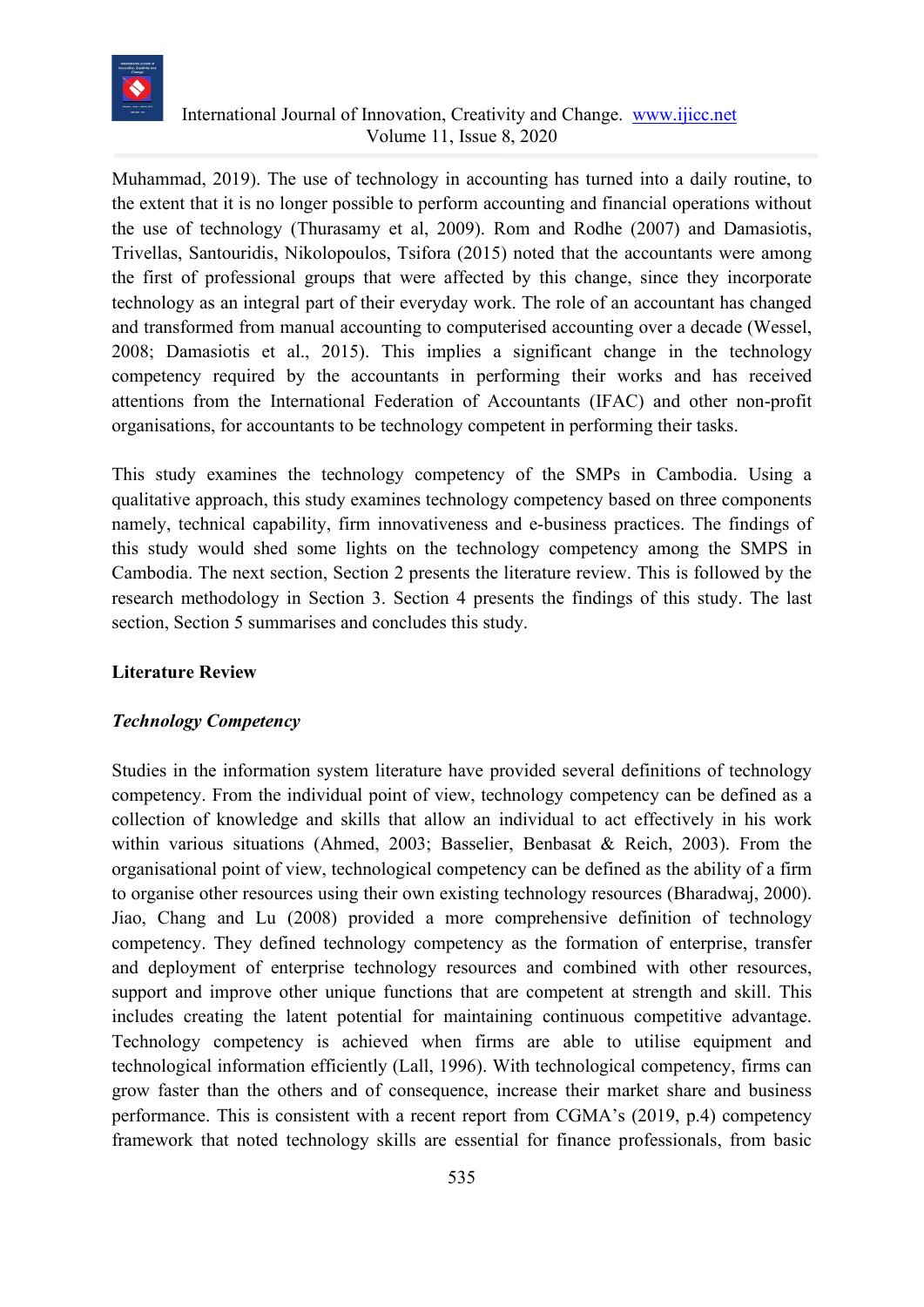Muhammad, 2019). The use of technology in accounting has turned into a daily routine, to the extent that it is no longer possible to perform accounting and financial operations without the use of technology (Thurasamy et al, 2009). Rom and Rodhe (2007) and Damasiotis, Trivellas, Santouridis, Nikolopoulos, Tsifora (2015) noted that the accountants were among the first of professional groups that were affected by this change, since they incorporate technology as an integral part of their everyday work. The role of an accountant has changed and transformed from manual accounting to computerised accounting over a decade (Wessel, 2008; Damasiotis et al., 2015). This implies a significant change in the technology competency required by the accountants in performing their works and has received attentions from the International Federation of Accountants (IFAC) and other non-profit organisations, for accountants to be technology competent in performing their tasks.

This study examines the technology competency of the SMPs in Cambodia. Using a qualitative approach, this study examines technology competency based on three components namely, technical capability, firm innovativeness and e-business practices. The findings of this study would shed some lights on the technology competency among the SMPS in Cambodia. The next section, Section 2 presents the literature review. This is followed by the research methodology in Section 3. Section 4 presents the findings of this study. The last section, Section 5 summarises and concludes this study.

## Literature Review

### *Technology Competency*

Studies in the information system literature have provided several definitions of technology competency. From the individual point of view, technology competency can be defined as a collection of knowledge and skills that allow an individual to act effectively in his work within various situations (Ahmed, 2003; Basselier, Benbasat & Reich, 2003). From the organisational point of view, technological competency can be defined as the ability of a firm to organise other resources using their own existing technology resources (Bharadwaj, 2000). Jiao, Chang and Lu (2008) provided a more comprehensive definition of technology competency. They defined technology competency as the formation of enterprise, transfer and deployment of enterprise technology resources and combined with other resources, support and improve other unique functions that are competent at strength and skill. This includes creating the latent potential for maintaining continuous competitive advantage. Technology competency is achieved when firms are able to utilise equipment and technological information efficiently (Lall, 1996). With technological competency, firms can grow faster than the others and of consequence, increase their market share and business performance. This is consistent with a recent report from CGMA's (2019, p.4) competency framework that noted technology skills are essential for finance professionals, from basic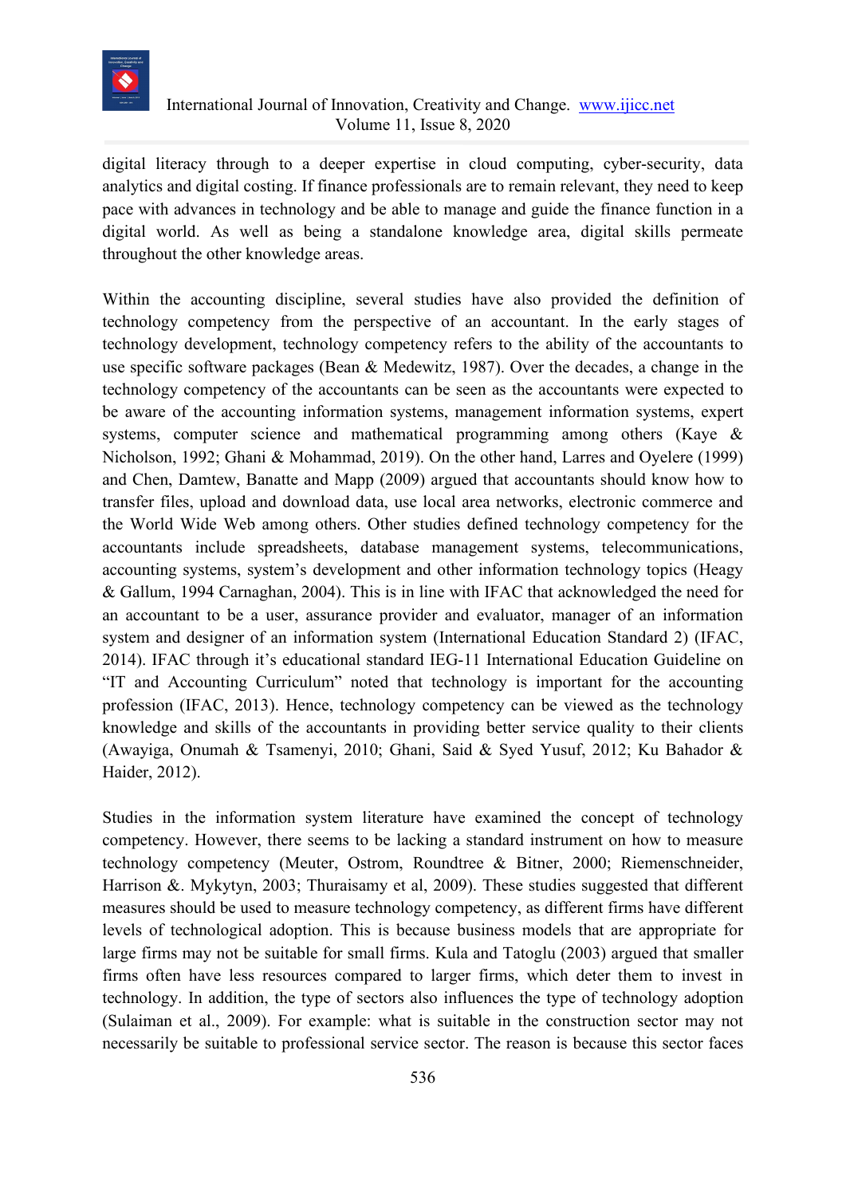digital literacy through to a deeper expertise in cloud computing, cyber-security, data analytics and digital costing. If finance professionals are to remain relevant, they need to keep pace with advances in technology and be able to manage and guide the finance function in a digital world. As well as being a standalone knowledge area, digital skills permeate throughout the other knowledge areas.

Within the accounting discipline, several studies have also provided the definition of technology competency from the perspective of an accountant. In the early stages of technology development, technology competency refers to the ability of the accountants to use specific software packages (Bean & Medewitz, 1987). Over the decades, a change in the technology competency of the accountants can be seen as the accountants were expected to be aware of the accounting information systems, management information systems, expert systems, computer science and mathematical programming among others (Kaye & Nicholson, 1992; Ghani & Mohammad, 2019). On the other hand, Larres and Oyelere (1999) and Chen, Damtew, Banatte and Mapp (2009) argued that accountants should know how to transfer files, upload and download data, use local area networks, electronic commerce and the World Wide Web among others. Other studies defined technology competency for the accountants include spreadsheets, database management systems, telecommunications, accounting systems, system's development and other information technology topics (Heagy & Gallum, 1994 Carnaghan, 2004). This is in line with IFAC that acknowledged the need for an accountant to be a user, assurance provider and evaluator, manager of an information system and designer of an information system (International Education Standard 2) (IFAC, 2014). IFAC through it's educational standard IEG-11 International Education Guideline on "IT and Accounting Curriculum" noted that technology is important for the accounting profession (IFAC, 2013). Hence, technology competency can be viewed as the technology knowledge and skills of the accountants in providing better service quality to their clients (Awayiga, Onumah & Tsamenyi, 2010; Ghani, Said & Syed Yusuf, 2012; Ku Bahador & Haider, 2012).

Studies in the information system literature have examined the concept of technology competency. However, there seems to be lacking a standard instrument on how to measure technology competency (Meuter, Ostrom, Roundtree & Bitner, 2000; Riemenschneider, Harrison &. Mykytyn, 2003; Thuraisamy et al, 2009). These studies suggested that different measures should be used to measure technology competency, as different firms have different levels of technological adoption. This is because business models that are appropriate for large firms may not be suitable for small firms. Kula and Tatoglu (2003) argued that smaller firms often have less resources compared to larger firms, which deter them to invest in technology. In addition, the type of sectors also influences the type of technology adoption (Sulaiman et al., 2009). For example: what is suitable in the construction sector may not necessarily be suitable to professional service sector. The reason is because this sector faces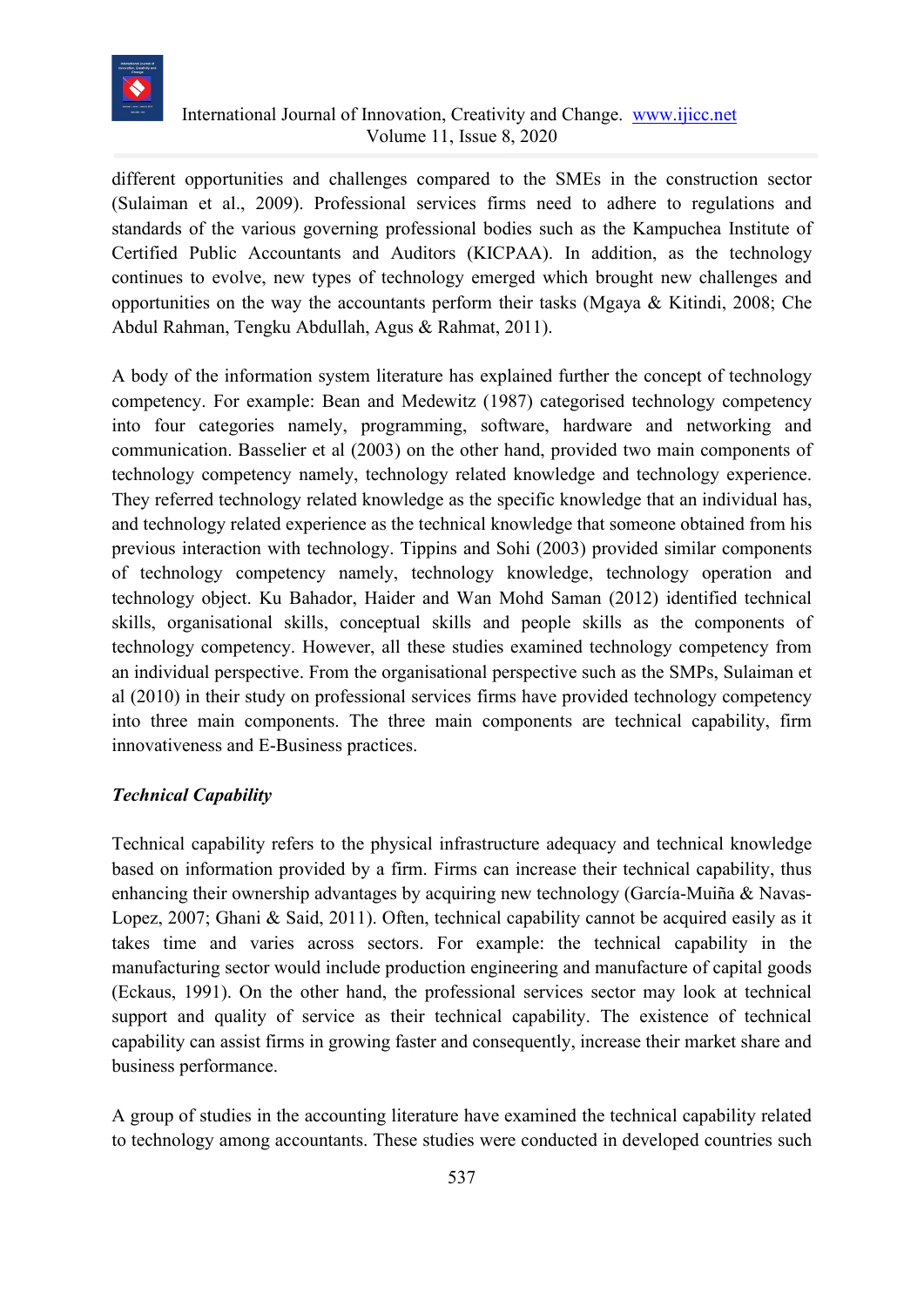different opportunities and challenges compared to the SMEs in the construction sector (Sulaiman et al., 2009). Professional services firms need to adhere to regulations and standards of the various governing professional bodies such as the Kampuchea Institute of Certified Public Accountants and Auditors (KICPAA). In addition, as the technology continues to evolve, new types of technology emerged which brought new challenges and opportunities on the way the accountants perform their tasks (Mgaya & Kitindi, 2008; Che Abdul Rahman, Tengku Abdullah, Agus & Rahmat, 2011).

A body of the information system literature has explained further the concept of technology competency. For example: Bean and Medewitz (1987) categorised technology competency into four categories namely, programming, software, hardware and networking and communication. Basselier et al (2003) on the other hand, provided two main components of technology competency namely, technology related knowledge and technology experience. They referred technology related knowledge as the specific knowledge that an individual has, and technology related experience as the technical knowledge that someone obtained from his previous interaction with technology. Tippins and Sohi (2003) provided similar components of technology competency namely, technology knowledge, technology operation and technology object. Ku Bahador, Haider and Wan Mohd Saman (2012) identified technical skills, organisational skills, conceptual skills and people skills as the components of technology competency. However, all these studies examined technology competency from an individual perspective. From the organisational perspective such as the SMPs, Sulaiman et al (2010) in their study on professional services firms have provided technology competency into three main components. The three main components are technical capability, firm innovativeness and E-Business practices.

***Technical Capability***

Technical capability refers to the physical infrastructure adequacy and technical knowledge based on information provided by a firm. Firms can increase their technical capability, thus enhancing their ownership advantages by acquiring new technology (García-Muiña & Navas-Lopez, 2007; Ghani & Said, 2011). Often, technical capability cannot be acquired easily as it takes time and varies across sectors. For example: the technical capability in the manufacturing sector would include production engineering and manufacture of capital goods (Eckaus, 1991). On the other hand, the professional services sector may look at technical support and quality of service as their technical capability. The existence of technical capability can assist firms in growing faster and consequently, increase their market share and business performance.

A group of studies in the accounting literature have examined the technical capability related to technology among accountants. These studies were conducted in developed countries such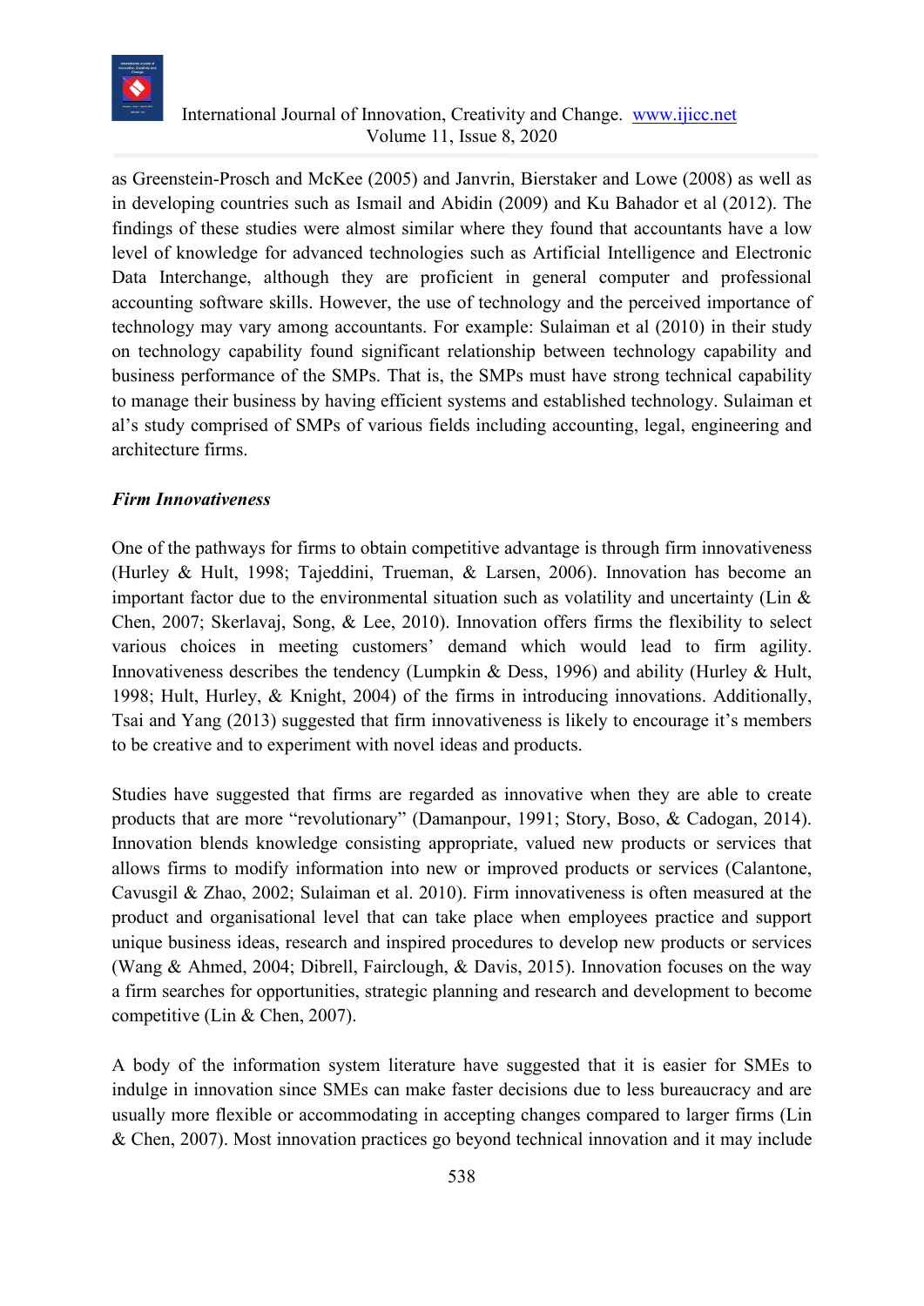as Greenstein-Prosch and McKee (2005) and Janvrin, Bierstaker and Lowe (2008) as well as in developing countries such as Ismail and Abidin (2009) and Ku Bahador et al (2012). The findings of these studies were almost similar where they found that accountants have a low level of knowledge for advanced technologies such as Artificial Intelligence and Electronic Data Interchange, although they are proficient in general computer and professional accounting software skills. However, the use of technology and the perceived importance of technology may vary among accountants. For example: Sulaiman et al (2010) in their study on technology capability found significant relationship between technology capability and business performance of the SMPs. That is, the SMPs must have strong technical capability to manage their business by having efficient systems and established technology. Sulaiman et al's study comprised of SMPs of various fields including accounting, legal, engineering and architecture firms.

***Firm Innovativeness***

One of the pathways for firms to obtain competitive advantage is through firm innovativeness (Hurley & Hult, 1998; Tajeddini, Trueman, & Larsen, 2006). Innovation has become an important factor due to the environmental situation such as volatility and uncertainty (Lin & Chen, 2007; Skerlavaj, Song, & Lee, 2010). Innovation offers firms the flexibility to select various choices in meeting customers' demand which would lead to firm agility. Innovativeness describes the tendency (Lumpkin & Dess, 1996) and ability (Hurley & Hult, 1998; Hult, Hurley, & Knight, 2004) of the firms in introducing innovations. Additionally, Tsai and Yang (2013) suggested that firm innovativeness is likely to encourage it's members to be creative and to experiment with novel ideas and products.

Studies have suggested that firms are regarded as innovative when they are able to create products that are more "revolutionary" (Damanpour, 1991; Story, Boso, & Cadogan, 2014). Innovation blends knowledge consisting appropriate, valued new products or services that allows firms to modify information into new or improved products or services (Calantone, Cavusgil & Zhao, 2002; Sulaiman et al. 2010). Firm innovativeness is often measured at the product and organisational level that can take place when employees practice and support unique business ideas, research and inspired procedures to develop new products or services (Wang & Ahmed, 2004; Dibrell, Fairclough, & Davis, 2015). Innovation focuses on the way a firm searches for opportunities, strategic planning and research and development to become competitive (Lin & Chen, 2007).

A body of the information system literature have suggested that it is easier for SMEs to indulge in innovation since SMEs can make faster decisions due to less bureaucracy and are usually more flexible or accommodating in accepting changes compared to larger firms (Lin & Chen, 2007). Most innovation practices go beyond technical innovation and it may include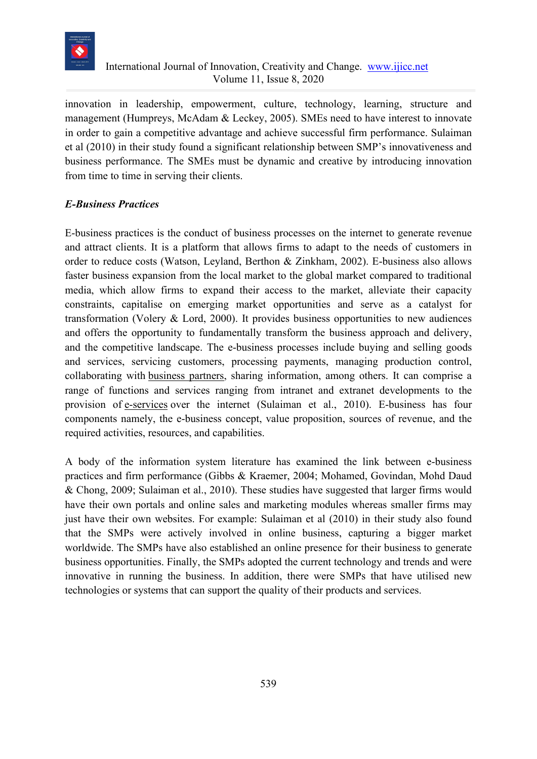innovation in leadership, empowerment, culture, technology, learning, structure and management (Humpreys, McAdam & Leckey, 2005). SMEs need to have interest to innovate in order to gain a competitive advantage and achieve successful firm performance. Sulaiman et al (2010) in their study found a significant relationship between SMP's innovativeness and business performance. The SMEs must be dynamic and creative by introducing innovation from time to time in serving their clients.

***E-Business Practices***

E-business practices is the conduct of business processes on the internet to generate revenue and attract clients. It is a platform that allows firms to adapt to the needs of customers in order to reduce costs (Watson, Leyland, Berthon & Zinkham, 2002). E-business also allows faster business expansion from the local market to the global market compared to traditional media, which allow firms to expand their access to the market, alleviate their capacity constraints, capitalise on emerging market opportunities and serve as a catalyst for transformation (Volery & Lord, 2000). It provides business opportunities to new audiences and offers the opportunity to fundamentally transform the business approach and delivery, and the competitive landscape. The e-business processes include buying and selling goods and services, servicing customers, processing payments, managing production control, collaborating with business partners, sharing information, among others. It can comprise a range of functions and services ranging from intranet and extranet developments to the provision of e-services over the internet (Sulaiman et al., 2010). E-business has four components namely, the e-business concept, value proposition, sources of revenue, and the required activities, resources, and capabilities.

A body of the information system literature has examined the link between e-business practices and firm performance (Gibbs & Kraemer, 2004; Mohamed, Govindan, Mohd Daud & Chong, 2009; Sulaiman et al., 2010). These studies have suggested that larger firms would have their own portals and online sales and marketing modules whereas smaller firms may just have their own websites. For example: Sulaiman et al (2010) in their study also found that the SMPs were actively involved in online business, capturing a bigger market worldwide. The SMPs have also established an online presence for their business to generate business opportunities. Finally, the SMPs adopted the current technology and trends and were innovative in running the business. In addition, there were SMPs that have utilised new technologies or systems that can support the quality of their products and services.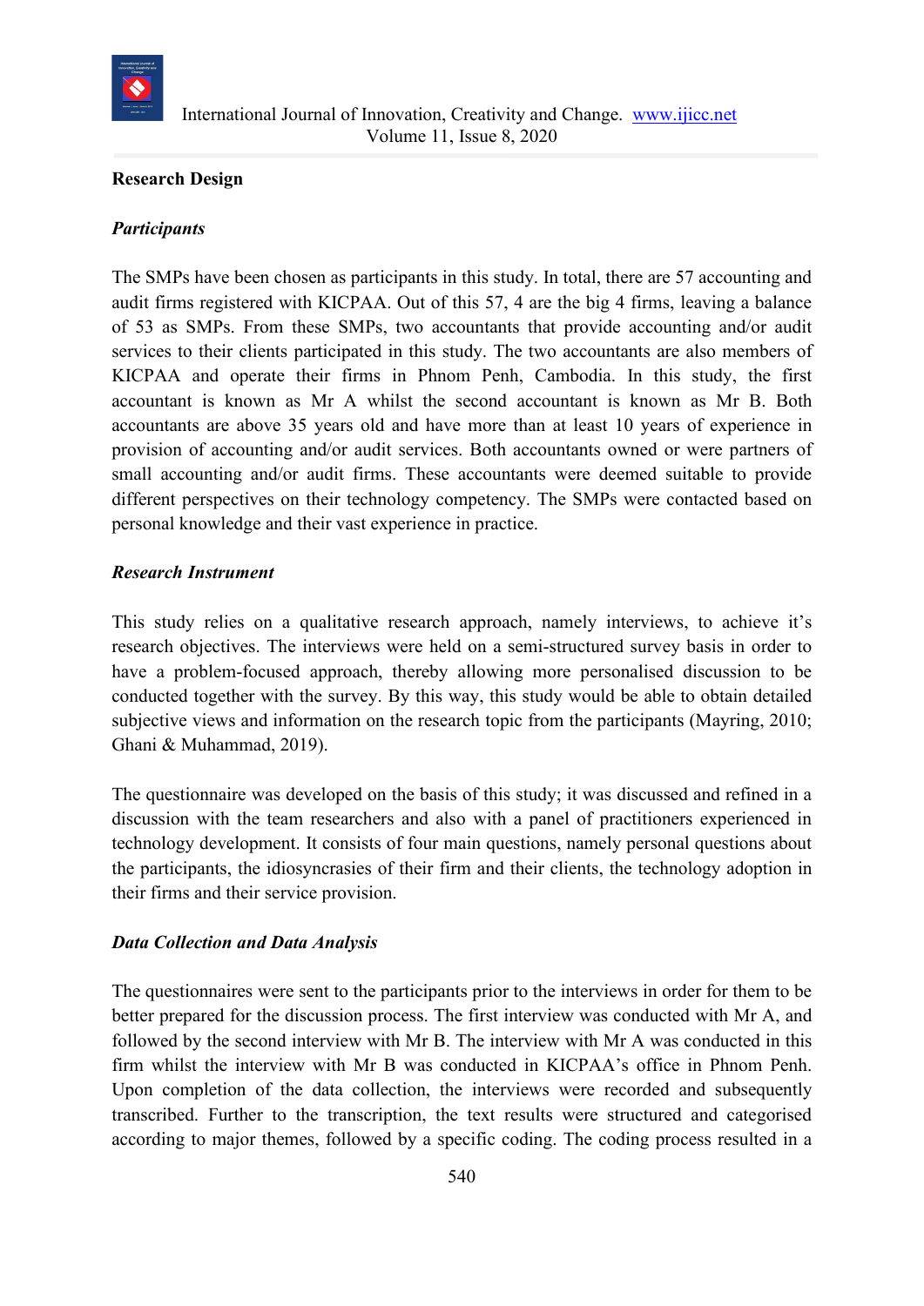## Research Design

### *Participants*

The SMPs have been chosen as participants in this study. In total, there are 57 accounting and audit firms registered with KICPAA. Out of this 57, 4 are the big 4 firms, leaving a balance of 53 as SMPs. From these SMPs, two accountants that provide accounting and/or audit services to their clients participated in this study. The two accountants are also members of KICPAA and operate their firms in Phnom Penh, Cambodia. In this study, the first accountant is known as Mr A whilst the second accountant is known as Mr B. Both accountants are above 35 years old and have more than at least 10 years of experience in provision of accounting and/or audit services. Both accountants owned or were partners of small accounting and/or audit firms. These accountants were deemed suitable to provide different perspectives on their technology competency. The SMPs were contacted based on personal knowledge and their vast experience in practice.

### *Research Instrument*

This study relies on a qualitative research approach, namely interviews, to achieve it's research objectives. The interviews were held on a semi-structured survey basis in order to have a problem-focused approach, thereby allowing more personalised discussion to be conducted together with the survey. By this way, this study would be able to obtain detailed subjective views and information on the research topic from the participants (Mayring, 2010; Ghani & Muhammad, 2019).

The questionnaire was developed on the basis of this study; it was discussed and refined in a discussion with the team researchers and also with a panel of practitioners experienced in technology development. It consists of four main questions, namely personal questions about the participants, the idiosyncrasies of their firm and their clients, the technology adoption in their firms and their service provision.

### *Data Collection and Data Analysis*

The questionnaires were sent to the participants prior to the interviews in order for them to be better prepared for the discussion process. The first interview was conducted with Mr A, and followed by the second interview with Mr B. The interview with Mr A was conducted in this firm whilst the interview with Mr B was conducted in KICPAA's office in Phnom Penh. Upon completion of the data collection, the interviews were recorded and subsequently transcribed. Further to the transcription, the text results were structured and categorised according to major themes, followed by a specific coding. The coding process resulted in a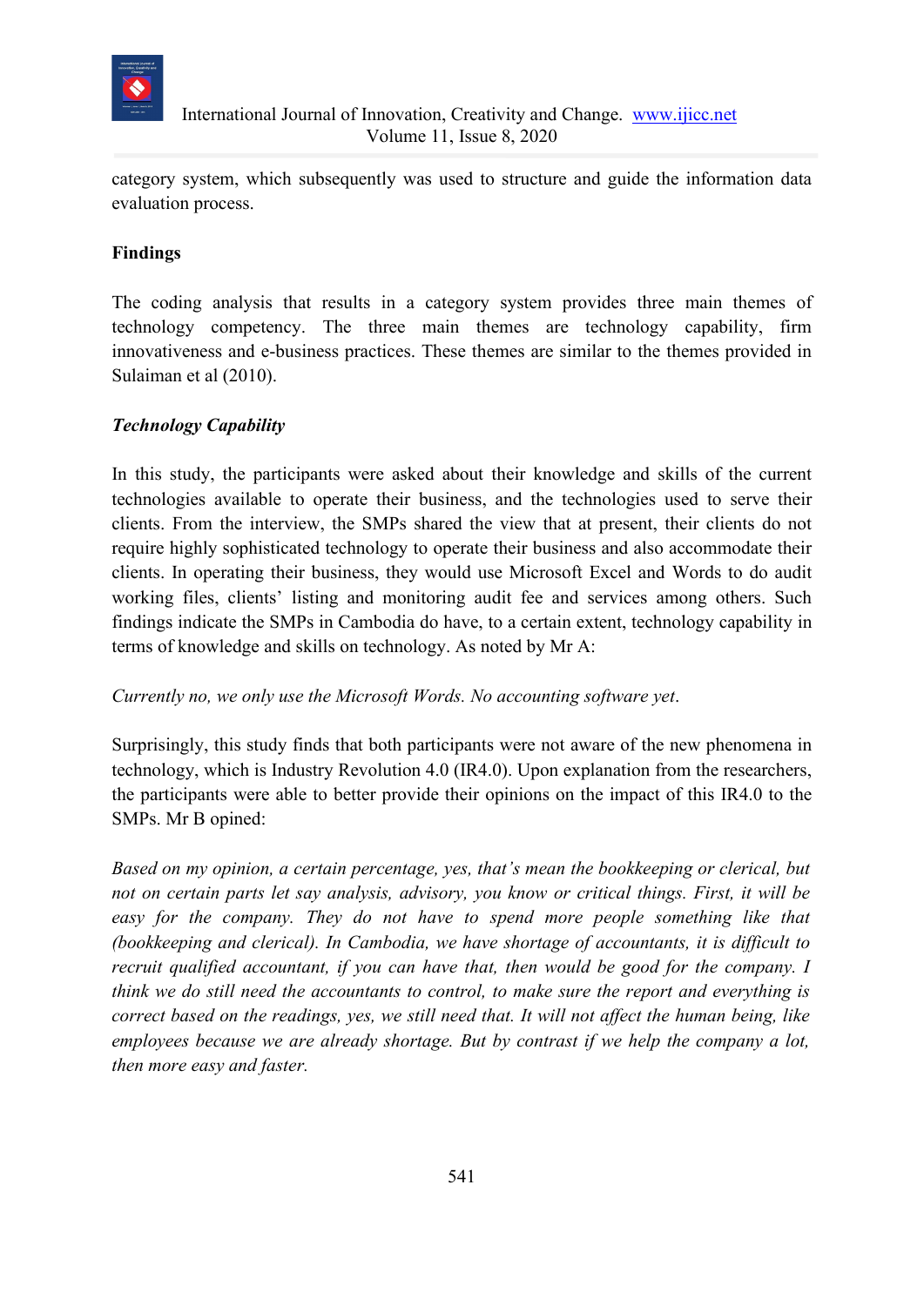category system, which subsequently was used to structure and guide the information data evaluation process.

## Findings

The coding analysis that results in a category system provides three main themes of technology competency. The three main themes are technology capability, firm innovativeness and e-business practices. These themes are similar to the themes provided in Sulaiman et al (2010).

### *Technology Capability*

In this study, the participants were asked about their knowledge and skills of the current technologies available to operate their business, and the technologies used to serve their clients. From the interview, the SMPs shared the view that at present, their clients do not require highly sophisticated technology to operate their business and also accommodate their clients. In operating their business, they would use Microsoft Excel and Words to do audit working files, clients' listing and monitoring audit fee and services among others. Such findings indicate the SMPs in Cambodia do have, to a certain extent, technology capability in terms of knowledge and skills on technology. As noted by Mr A:

*Currently no, we only use the Microsoft Words. No accounting software yet.*

Surprisingly, this study finds that both participants were not aware of the new phenomena in technology, which is Industry Revolution 4.0 (IR4.0). Upon explanation from the researchers, the participants were able to better provide their opinions on the impact of this IR4.0 to the SMPs. Mr B opined:

*Based on my opinion, a certain percentage, yes, that's mean the bookkeeping or clerical, but not on certain parts let say analysis, advisory, you know or critical things. First, it will be easy for the company. They do not have to spend more people something like that (bookkeeping and clerical). In Cambodia, we have shortage of accountants, it is difficult to recruit qualified accountant, if you can have that, then would be good for the company. I think we do still need the accountants to control, to make sure the report and everything is correct based on the readings, yes, we still need that. It will not affect the human being, like employees because we are already shortage. But by contrast if we help the company a lot, then more easy and faster.*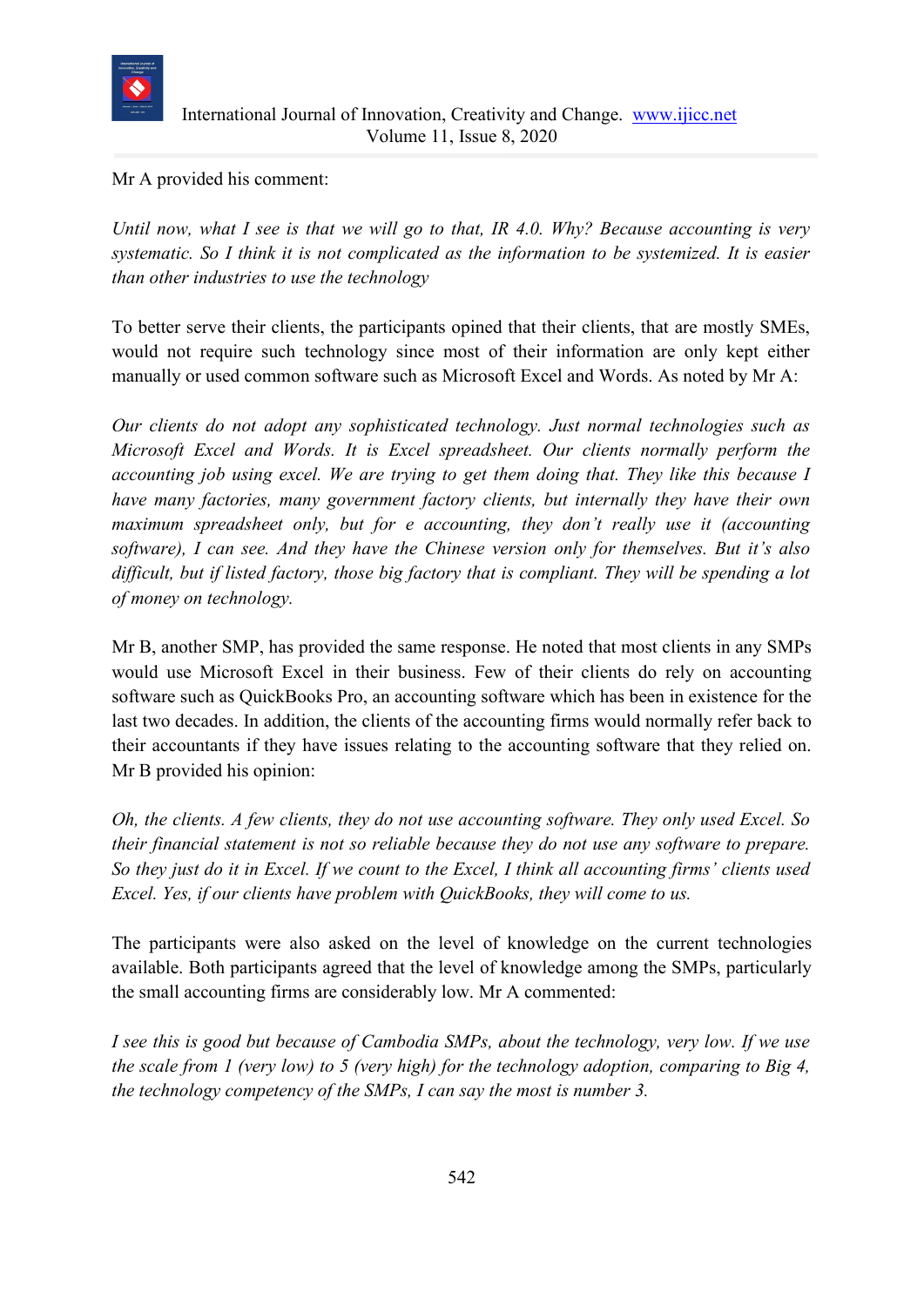Mr A provided his comment:

*Until now, what I see is that we will go to that, IR 4.0. Why? Because accounting is very systematic. So I think it is not complicated as the information to be systemized. It is easier than other industries to use the technology*

To better serve their clients, the participants opined that their clients, that are mostly SMEs, would not require such technology since most of their information are only kept either manually or used common software such as Microsoft Excel and Words. As noted by Mr A:

*Our clients do not adopt any sophisticated technology. Just normal technologies such as Microsoft Excel and Words. It is Excel spreadsheet. Our clients normally perform the accounting job using excel. We are trying to get them doing that. They like this because I have many factories, many government factory clients, but internally they have their own maximum spreadsheet only, but for e accounting, they don't really use it (accounting software), I can see. And they have the Chinese version only for themselves. But it's also difficult, but if listed factory, those big factory that is compliant. They will be spending a lot of money on technology.*

Mr B, another SMP, has provided the same response. He noted that most clients in any SMPs would use Microsoft Excel in their business. Few of their clients do rely on accounting software such as QuickBooks Pro, an accounting software which has been in existence for the last two decades. In addition, the clients of the accounting firms would normally refer back to their accountants if they have issues relating to the accounting software that they relied on. Mr B provided his opinion:

*Oh, the clients. A few clients, they do not use accounting software. They only used Excel. So their financial statement is not so reliable because they do not use any software to prepare. So they just do it in Excel. If we count to the Excel, I think all accounting firms' clients used Excel. Yes, if our clients have problem with QuickBooks, they will come to us.*

The participants were also asked on the level of knowledge on the current technologies available. Both participants agreed that the level of knowledge among the SMPs, particularly the small accounting firms are considerably low. Mr A commented:

*I see this is good but because of Cambodia SMPs, about the technology, very low. If we use the scale from 1 (very low) to 5 (very high) for the technology adoption, comparing to Big 4, the technology competency of the SMPs, I can say the most is number 3.*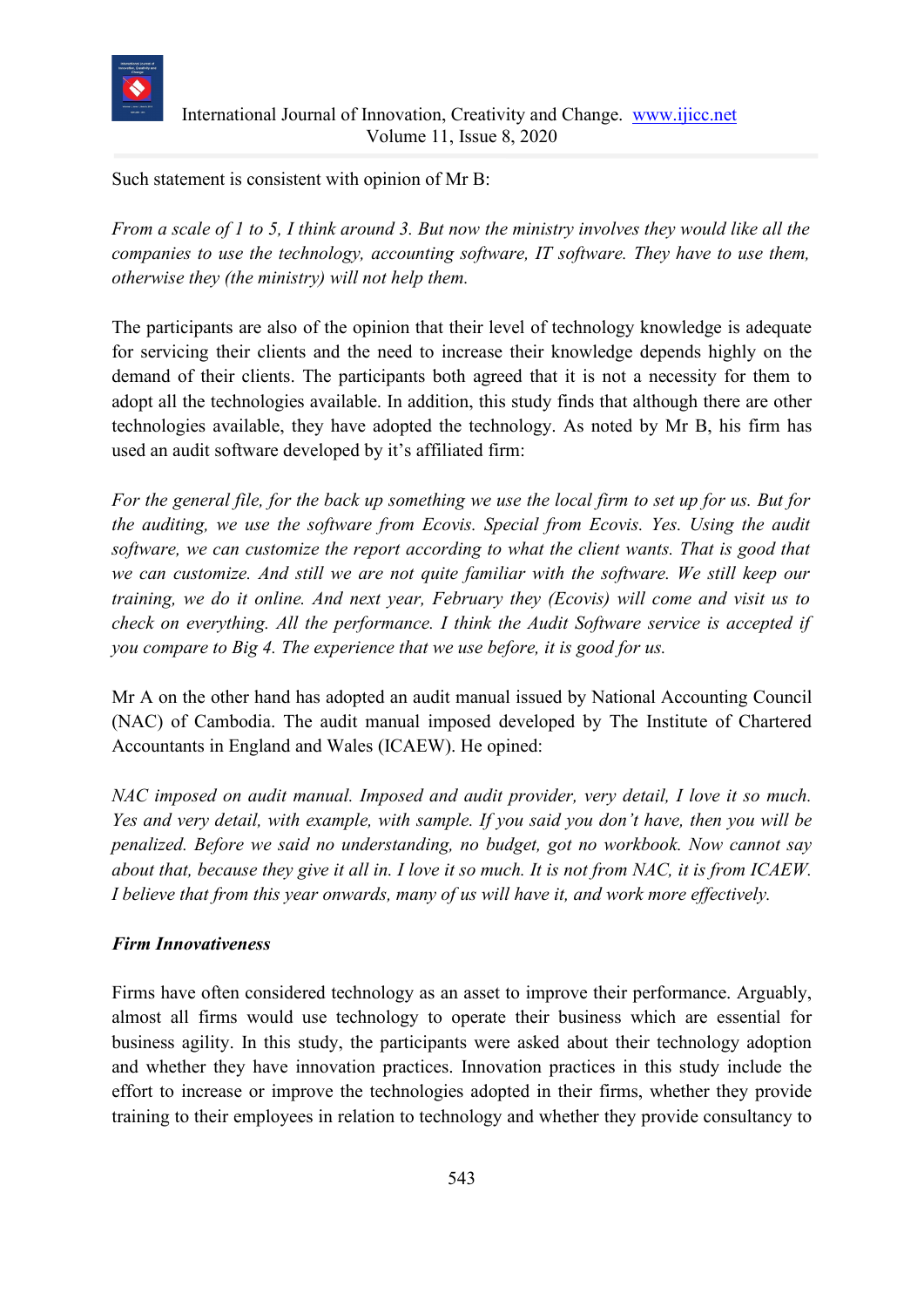Such statement is consistent with opinion of Mr B:

*From a scale of 1 to 5, I think around 3. But now the ministry involves they would like all the companies to use the technology, accounting software, IT software. They have to use them, otherwise they (the ministry) will not help them.*

The participants are also of the opinion that their level of technology knowledge is adequate for servicing their clients and the need to increase their knowledge depends highly on the demand of their clients. The participants both agreed that it is not a necessity for them to adopt all the technologies available. In addition, this study finds that although there are other technologies available, they have adopted the technology. As noted by Mr B, his firm has used an audit software developed by it's affiliated firm:

*For the general file, for the back up something we use the local firm to set up for us. But for the auditing, we use the software from Ecovis. Special from Ecovis. Yes. Using the audit software, we can customize the report according to what the client wants. That is good that we can customize. And still we are not quite familiar with the software. We still keep our training, we do it online. And next year, February they (Ecovis) will come and visit us to check on everything. All the performance. I think the Audit Software service is accepted if you compare to Big 4. The experience that we use before, it is good for us.*

Mr A on the other hand has adopted an audit manual issued by National Accounting Council (NAC) of Cambodia. The audit manual imposed developed by The Institute of Chartered Accountants in England and Wales (ICAEW). He opined:

*NAC imposed on audit manual. Imposed and audit provider, very detail, I love it so much. Yes and very detail, with example, with sample. If you said you don't have, then you will be penalized. Before we said no understanding, no budget, got no workbook. Now cannot say about that, because they give it all in. I love it so much. It is not from NAC, it is from ICAEW. I believe that from this year onwards, many of us will have it, and work more effectively.*

***Firm Innovativeness***

Firms have often considered technology as an asset to improve their performance. Arguably, almost all firms would use technology to operate their business which are essential for business agility. In this study, the participants were asked about their technology adoption and whether they have innovation practices. Innovation practices in this study include the effort to increase or improve the technologies adopted in their firms, whether they provide training to their employees in relation to technology and whether they provide consultancy to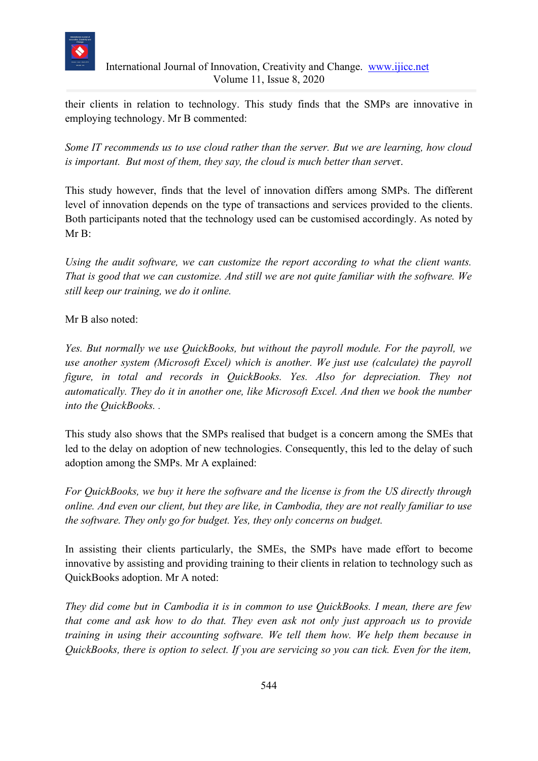their clients in relation to technology. This study finds that the SMPs are innovative in employing technology. Mr B commented:

*Some IT recommends us to use cloud rather than the server. But we are learning, how cloud is important. But most of them, they say, the cloud is much better than server.*

This study however, finds that the level of innovation differs among SMPs. The different level of innovation depends on the type of transactions and services provided to the clients. Both participants noted that the technology used can be customised accordingly. As noted by Mr B:

*Using the audit software, we can customize the report according to what the client wants. That is good that we can customize. And still we are not quite familiar with the software. We still keep our training, we do it online.*

Mr B also noted:

*Yes. But normally we use QuickBooks, but without the payroll module. For the payroll, we use another system (Microsoft Excel) which is another. We just use (calculate) the payroll figure, in total and records in QuickBooks. Yes. Also for depreciation. They not automatically. They do it in another one, like Microsoft Excel. And then we book the number into the QuickBooks. .*

This study also shows that the SMPs realised that budget is a concern among the SMEs that led to the delay on adoption of new technologies. Consequently, this led to the delay of such adoption among the SMPs. Mr A explained:

*For QuickBooks, we buy it here the software and the license is from the US directly through online. And even our client, but they are like, in Cambodia, they are not really familiar to use the software. They only go for budget. Yes, they only concerns on budget.*

In assisting their clients particularly, the SMEs, the SMPs have made effort to become innovative by assisting and providing training to their clients in relation to technology such as QuickBooks adoption. Mr A noted:

*They did come but in Cambodia it is in common to use QuickBooks. I mean, there are few that come and ask how to do that. They even ask not only just approach us to provide training in using their accounting software. We tell them how. We help them because in QuickBooks, there is option to select. If you are servicing so you can tick. Even for the item,*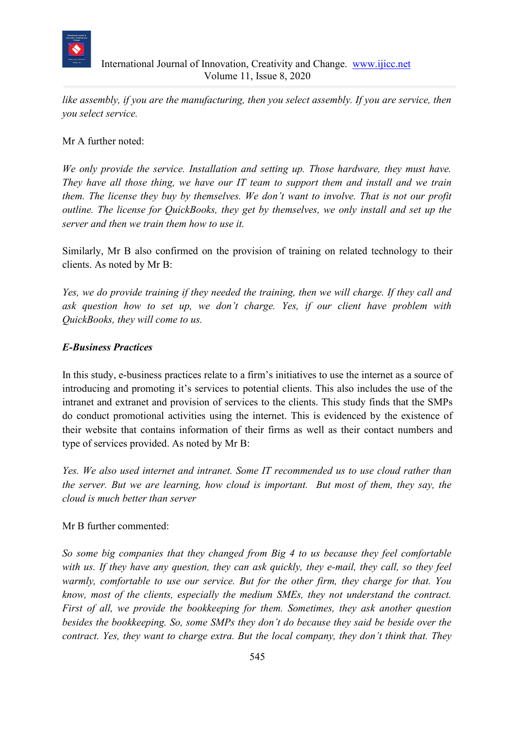*like assembly, if you are the manufacturing, then you select assembly. If you are service, then you select service.*

Mr A further noted:

*We only provide the service. Installation and setting up. Those hardware, they must have. They have all those thing, we have our IT team to support them and install and we train them. The license they buy by themselves. We don't want to involve. That is not our profit outline. The license for QuickBooks, they get by themselves, we only install and set up the server and then we train them how to use it.*

Similarly, Mr B also confirmed on the provision of training on related technology to their clients. As noted by Mr B:

*Yes, we do provide training if they needed the training, then we will charge. If they call and ask question how to set up, we don't charge. Yes, if our client have problem with QuickBooks, they will come to us.*

***E-Business Practices***

In this study, e-business practices relate to a firm's initiatives to use the internet as a source of introducing and promoting it's services to potential clients. This also includes the use of the intranet and extranet and provision of services to the clients. This study finds that the SMPs do conduct promotional activities using the internet. This is evidenced by the existence of their website that contains information of their firms as well as their contact numbers and type of services provided. As noted by Mr B:

*Yes. We also used internet and intranet. Some IT recommended us to use cloud rather than the server. But we are learning, how cloud is important. But most of them, they say, the cloud is much better than server*

Mr B further commented:

*So some big companies that they changed from Big 4 to us because they feel comfortable with us. If they have any question, they can ask quickly, they e-mail, they call, so they feel warmly, comfortable to use our service. But for the other firm, they charge for that. You know, most of the clients, especially the medium SMEs, they not understand the contract. First of all, we provide the bookkeeping for them. Sometimes, they ask another question besides the bookkeeping. So, some SMPs they don't do because they said be beside over the contract. Yes, they want to charge extra. But the local company, they don't think that. They*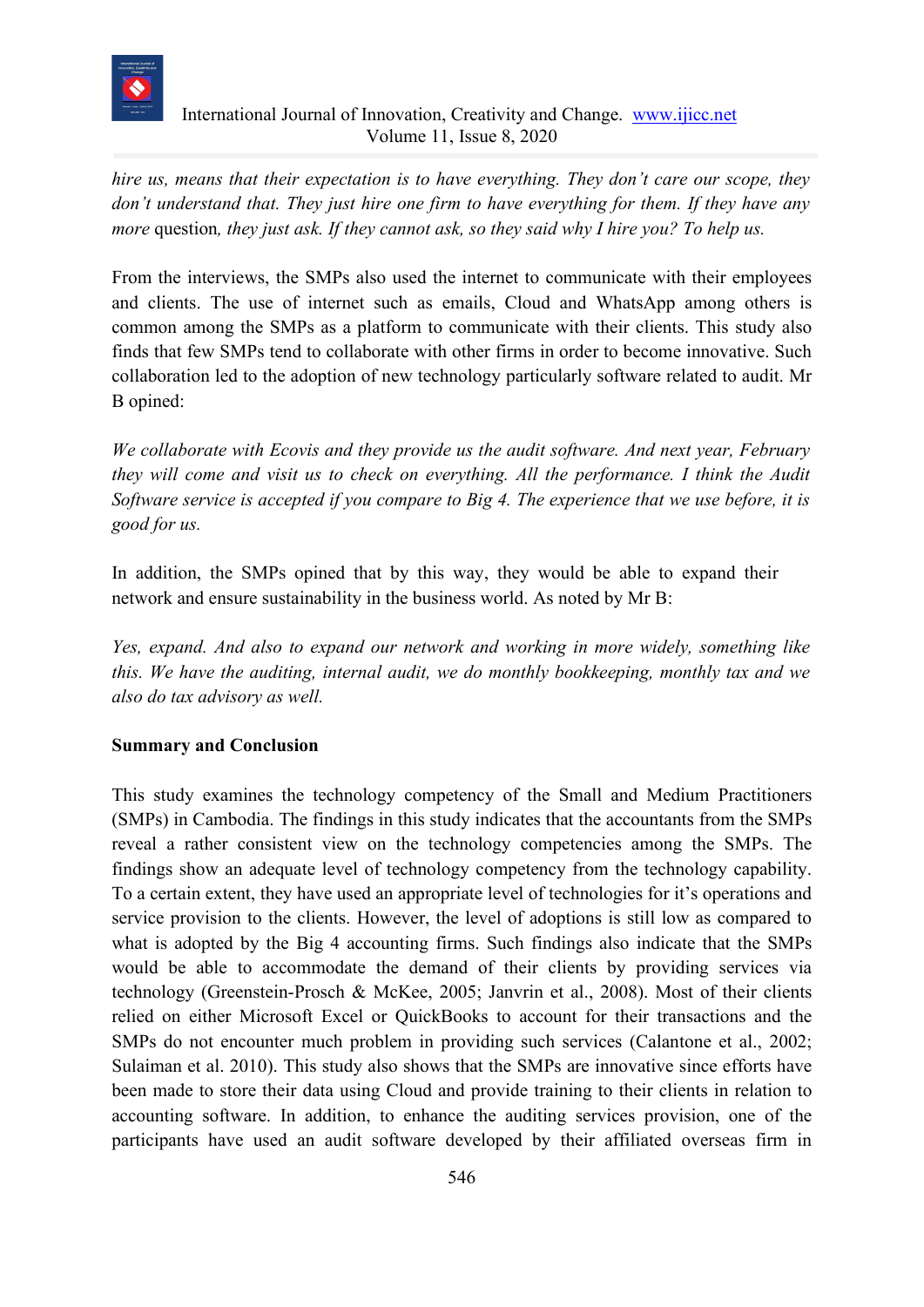*hire us, means that their expectation is to have everything. They don't care our scope, they don't understand that. They just hire one firm to have everything for them. If they have any more* question*, they just ask. If they cannot ask, so they said why I hire you? To help us.*

From the interviews, the SMPs also used the internet to communicate with their employees and clients. The use of internet such as emails, Cloud and WhatsApp among others is common among the SMPs as a platform to communicate with their clients. This study also finds that few SMPs tend to collaborate with other firms in order to become innovative. Such collaboration led to the adoption of new technology particularly software related to audit. Mr B opined:

*We collaborate with Ecovis and they provide us the audit software. And next year, February they will come and visit us to check on everything. All the performance. I think the Audit Software service is accepted if you compare to Big 4. The experience that we use before, it is good for us.*

In addition, the SMPs opined that by this way, they would be able to expand their network and ensure sustainability in the business world. As noted by Mr B:

*Yes, expand. And also to expand our network and working in more widely, something like this. We have the auditing, internal audit, we do monthly bookkeeping, monthly tax and we also do tax advisory as well.*

**Summary and Conclusion**

This study examines the technology competency of the Small and Medium Practitioners (SMPs) in Cambodia. The findings in this study indicates that the accountants from the SMPs reveal a rather consistent view on the technology competencies among the SMPs. The findings show an adequate level of technology competency from the technology capability. To a certain extent, they have used an appropriate level of technologies for it's operations and service provision to the clients. However, the level of adoptions is still low as compared to what is adopted by the Big 4 accounting firms. Such findings also indicate that the SMPs would be able to accommodate the demand of their clients by providing services via technology (Greenstein-Prosch & McKee, 2005; Janvrin et al., 2008). Most of their clients relied on either Microsoft Excel or QuickBooks to account for their transactions and the SMPs do not encounter much problem in providing such services (Calantone et al., 2002; Sulaiman et al. 2010). This study also shows that the SMPs are innovative since efforts have been made to store their data using Cloud and provide training to their clients in relation to accounting software. In addition, to enhance the auditing services provision, one of the participants have used an audit software developed by their affiliated overseas firm in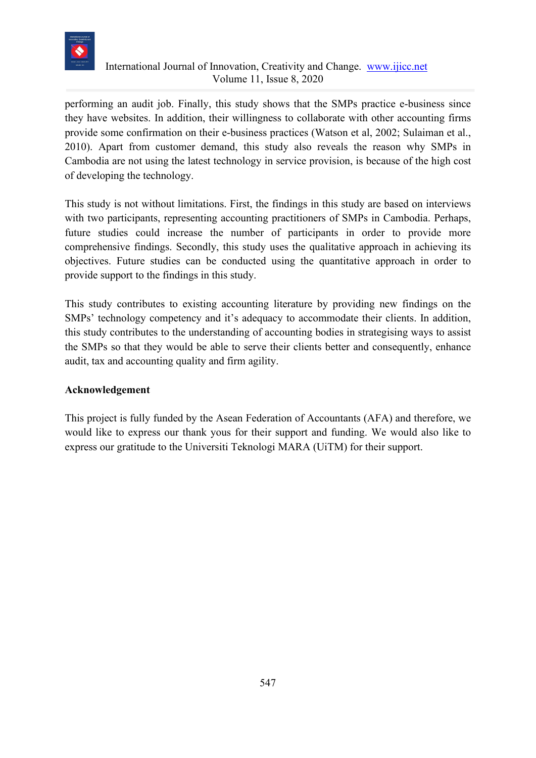performing an audit job. Finally, this study shows that the SMPs practice e-business since they have websites. In addition, their willingness to collaborate with other accounting firms provide some confirmation on their e-business practices (Watson et al, 2002; Sulaiman et al., 2010). Apart from customer demand, this study also reveals the reason why SMPs in Cambodia are not using the latest technology in service provision, is because of the high cost of developing the technology.

This study is not without limitations. First, the findings in this study are based on interviews with two participants, representing accounting practitioners of SMPs in Cambodia. Perhaps, future studies could increase the number of participants in order to provide more comprehensive findings. Secondly, this study uses the qualitative approach in achieving its objectives. Future studies can be conducted using the quantitative approach in order to provide support to the findings in this study.

This study contributes to existing accounting literature by providing new findings on the SMPs' technology competency and it's adequacy to accommodate their clients. In addition, this study contributes to the understanding of accounting bodies in strategising ways to assist the SMPs so that they would be able to serve their clients better and consequently, enhance audit, tax and accounting quality and firm agility.

**Acknowledgement**

This project is fully funded by the Asean Federation of Accountants (AFA) and therefore, we would like to express our thank yous for their support and funding. We would also like to express our gratitude to the Universiti Teknologi MARA (UiTM) for their support.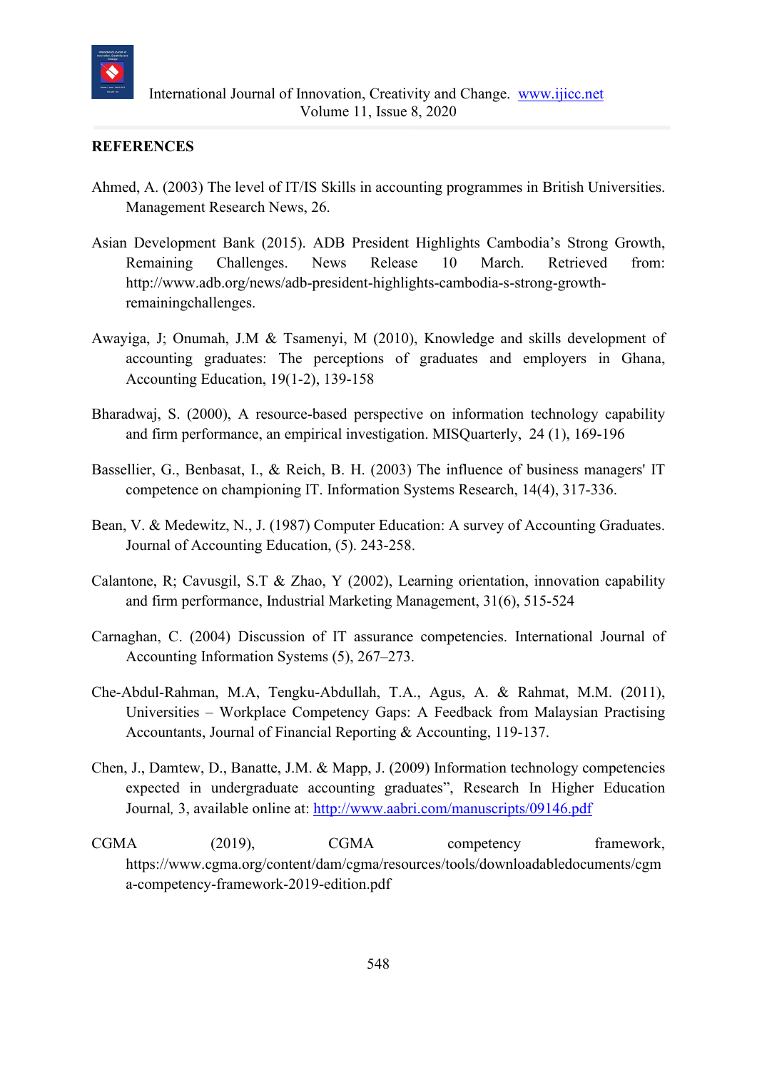## REFERENCES

Ahmed, A. (2003) The level of IT/IS Skills in accounting programmes in British Universities. Management Research News, 26.

Asian Development Bank (2015). ADB President Highlights Cambodia's Strong Growth, Remaining Challenges. News Release 10 March. Retrieved from: http://www.adb.org/news/adb-president-highlights-cambodia-s-strong-growth-remainingchallenges.

Awayiga, J; Onumah, J.M & Tsamenyi, M (2010), Knowledge and skills development of accounting graduates: The perceptions of graduates and employers in Ghana, Accounting Education, 19(1-2), 139-158

Bharadwaj, S. (2000), A resource-based perspective on information technology capability and firm performance, an empirical investigation. MISQuarterly, 24 (1), 169-196

Bassellier, G., Benbasat, I., & Reich, B. H. (2003) The influence of business managers' IT competence on championing IT. Information Systems Research, 14(4), 317-336.

Bean, V. & Medewitz, N., J. (1987) Computer Education: A survey of Accounting Graduates. Journal of Accounting Education, (5). 243-258.

Calantone, R; Cavusgil, S.T & Zhao, Y (2002), Learning orientation, innovation capability and firm performance, Industrial Marketing Management, 31(6), 515-524

Carnaghan, C. (2004) Discussion of IT assurance competencies. International Journal of Accounting Information Systems (5), 267–273.

Che-Abdul-Rahman, M.A, Tengku-Abdullah, T.A., Agus, A. & Rahmat, M.M. (2011), Universities – Workplace Competency Gaps: A Feedback from Malaysian Practising Accountants, Journal of Financial Reporting & Accounting, 119-137.

Chen, J., Damtew, D., Banatte, J.M. & Mapp, J. (2009) Information technology competencies expected in undergraduate accounting graduates", Research In Higher Education Journal*,* 3, available online at: http://www.aabri.com/manuscripts/09146.pdf

CGMA (2019), CGMA competency framework, https://www.cgma.org/content/dam/cgma/resources/tools/downloadabledocuments/cgma-competency-framework-2019-edition.pdf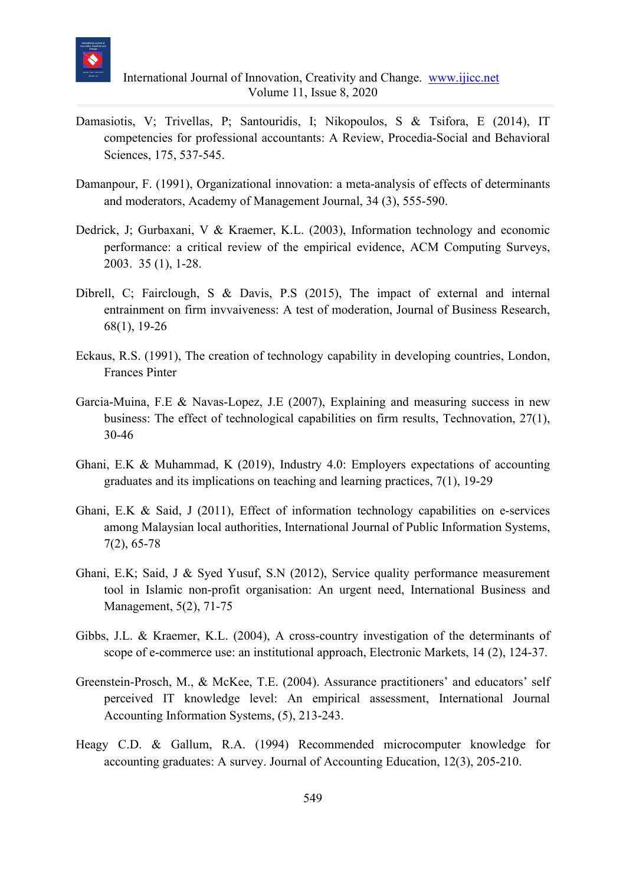Damasiotis, V; Trivellas, P; Santouridis, I; Nikopoulos, S & Tsifora, E (2014), IT competencies for professional accountants: A Review, Procedia-Social and Behavioral Sciences, 175, 537-545.

Damanpour, F. (1991), Organizational innovation: a meta-analysis of effects of determinants and moderators, Academy of Management Journal, 34 (3), 555-590.

Dedrick, J; Gurbaxani, V & Kraemer, K.L. (2003), Information technology and economic performance: a critical review of the empirical evidence, ACM Computing Surveys, 2003. 35 (1), 1-28.

Dibrell, C; Fairclough, S & Davis, P.S (2015), The impact of external and internal entrainment on firm invvaiveness: A test of moderation, Journal of Business Research, 68(1), 19-26

Eckaus, R.S. (1991), The creation of technology capability in developing countries, London, Frances Pinter

Garcia-Muina, F.E & Navas-Lopez, J.E (2007), Explaining and measuring success in new business: The effect of technological capabilities on firm results, Technovation, 27(1), 30-46

Ghani, E.K & Muhammad, K (2019), Industry 4.0: Employers expectations of accounting graduates and its implications on teaching and learning practices, 7(1), 19-29

Ghani, E.K & Said, J (2011), Effect of information technology capabilities on e-services among Malaysian local authorities, International Journal of Public Information Systems, 7(2), 65-78

Ghani, E.K; Said, J & Syed Yusuf, S.N (2012), Service quality performance measurement tool in Islamic non-profit organisation: An urgent need, International Business and Management, 5(2), 71-75

Gibbs, J.L. & Kraemer, K.L. (2004), A cross-country investigation of the determinants of scope of e-commerce use: an institutional approach, Electronic Markets, 14 (2), 124-37.

Greenstein-Prosch, M., & McKee, T.E. (2004). Assurance practitioners' and educators' self perceived IT knowledge level: An empirical assessment, International Journal Accounting Information Systems, (5), 213-243.

Heagy C.D. & Gallum, R.A. (1994) Recommended microcomputer knowledge for accounting graduates: A survey. Journal of Accounting Education, 12(3), 205-210.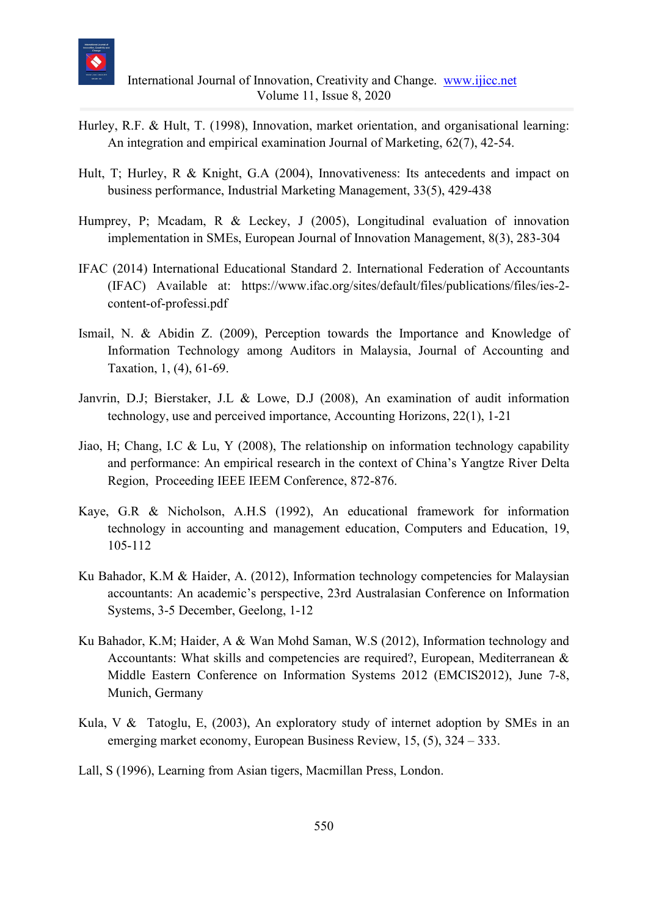Hurley, R.F. & Hult, T. (1998), Innovation, market orientation, and organisational learning: An integration and empirical examination Journal of Marketing, 62(7), 42-54.

Hult, T; Hurley, R & Knight, G.A (2004), Innovativeness: Its antecedents and impact on business performance, Industrial Marketing Management, 33(5), 429-438

Humprey, P; Mcadam, R & Leckey, J (2005), Longitudinal evaluation of innovation implementation in SMEs, European Journal of Innovation Management, 8(3), 283-304

IFAC (2014) International Educational Standard 2. International Federation of Accountants (IFAC) Available at: https://www.ifac.org/sites/default/files/publications/files/ies-2-content-of-professi.pdf

Ismail, N. & Abidin Z. (2009), Perception towards the Importance and Knowledge of Information Technology among Auditors in Malaysia, Journal of Accounting and Taxation, 1, (4), 61-69.

Janvrin, D.J; Bierstaker, J.L & Lowe, D.J (2008), An examination of audit information technology, use and perceived importance, Accounting Horizons, 22(1), 1-21

Jiao, H; Chang, I.C & Lu, Y (2008), The relationship on information technology capability and performance: An empirical research in the context of China's Yangtze River Delta Region, Proceeding IEEE IEEM Conference, 872-876.

Kaye, G.R & Nicholson, A.H.S (1992), An educational framework for information technology in accounting and management education, Computers and Education, 19, 105-112

Ku Bahador, K.M & Haider, A. (2012), Information technology competencies for Malaysian accountants: An academic's perspective, 23rd Australasian Conference on Information Systems, 3-5 December, Geelong, 1-12

Ku Bahador, K.M; Haider, A & Wan Mohd Saman, W.S (2012), Information technology and Accountants: What skills and competencies are required?, European, Mediterranean & Middle Eastern Conference on Information Systems 2012 (EMCIS2012), June 7-8, Munich, Germany

Kula, V & Tatoglu, E, (2003), An exploratory study of internet adoption by SMEs in an emerging market economy, European Business Review, 15, (5), 324 – 333.

Lall, S (1996), Learning from Asian tigers, Macmillan Press, London.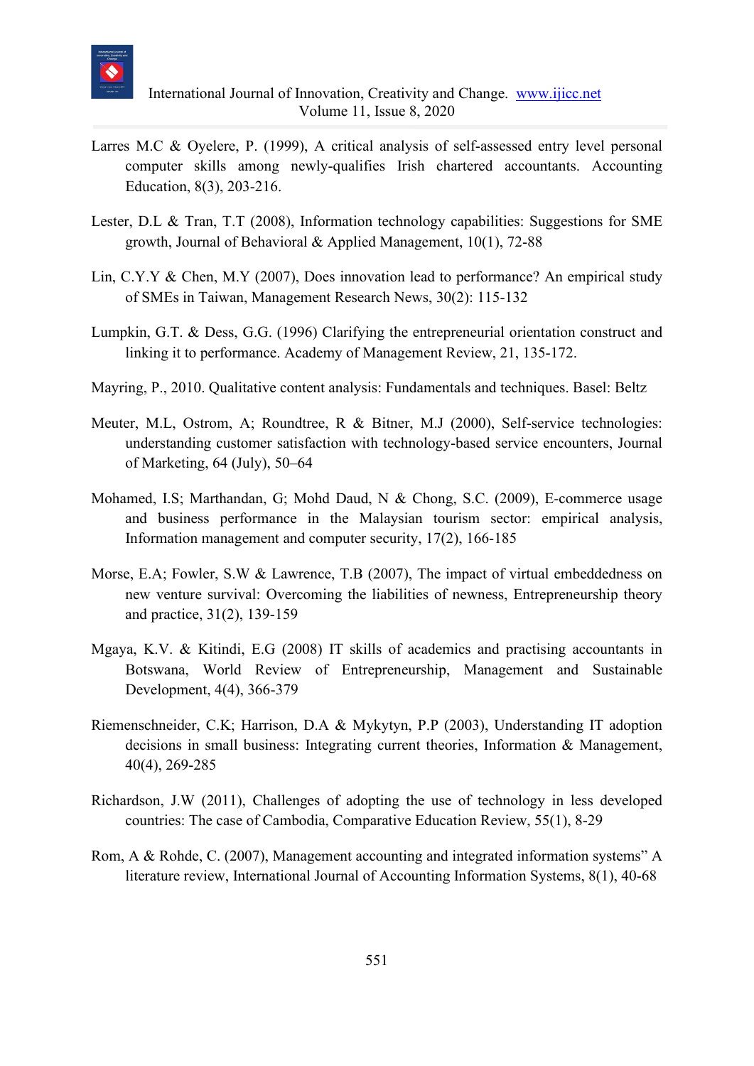Larres M.C & Oyelere, P. (1999), A critical analysis of self-assessed entry level personal computer skills among newly-qualifies Irish chartered accountants. Accounting Education, 8(3), 203-216.

Lester, D.L & Tran, T.T (2008), Information technology capabilities: Suggestions for SME growth, Journal of Behavioral & Applied Management, 10(1), 72-88

Lin, C.Y.Y & Chen, M.Y (2007), Does innovation lead to performance? An empirical study of SMEs in Taiwan, Management Research News, 30(2): 115-132

Lumpkin, G.T. & Dess, G.G. (1996) Clarifying the entrepreneurial orientation construct and linking it to performance. Academy of Management Review, 21, 135-172.

Mayring, P., 2010. Qualitative content analysis: Fundamentals and techniques. Basel: Beltz

Meuter, M.L, Ostrom, A; Roundtree, R & Bitner, M.J (2000), Self-service technologies: understanding customer satisfaction with technology-based service encounters, Journal of Marketing, 64 (July), 50–64

Mohamed, I.S; Marthandan, G; Mohd Daud, N & Chong, S.C. (2009), E-commerce usage and business performance in the Malaysian tourism sector: empirical analysis, Information management and computer security, 17(2), 166-185

Morse, E.A; Fowler, S.W & Lawrence, T.B (2007), The impact of virtual embeddedness on new venture survival: Overcoming the liabilities of newness, Entrepreneurship theory and practice, 31(2), 139-159

Mgaya, K.V. & Kitindi, E.G (2008) IT skills of academics and practising accountants in Botswana, World Review of Entrepreneurship, Management and Sustainable Development, 4(4), 366-379

Riemenschneider, C.K; Harrison, D.A & Mykytyn, P.P (2003), Understanding IT adoption decisions in small business: Integrating current theories, Information & Management, 40(4), 269-285

Richardson, J.W (2011), Challenges of adopting the use of technology in less developed countries: The case of Cambodia, Comparative Education Review, 55(1), 8-29

Rom, A & Rohde, C. (2007), Management accounting and integrated information systems" A literature review, International Journal of Accounting Information Systems, 8(1), 40-68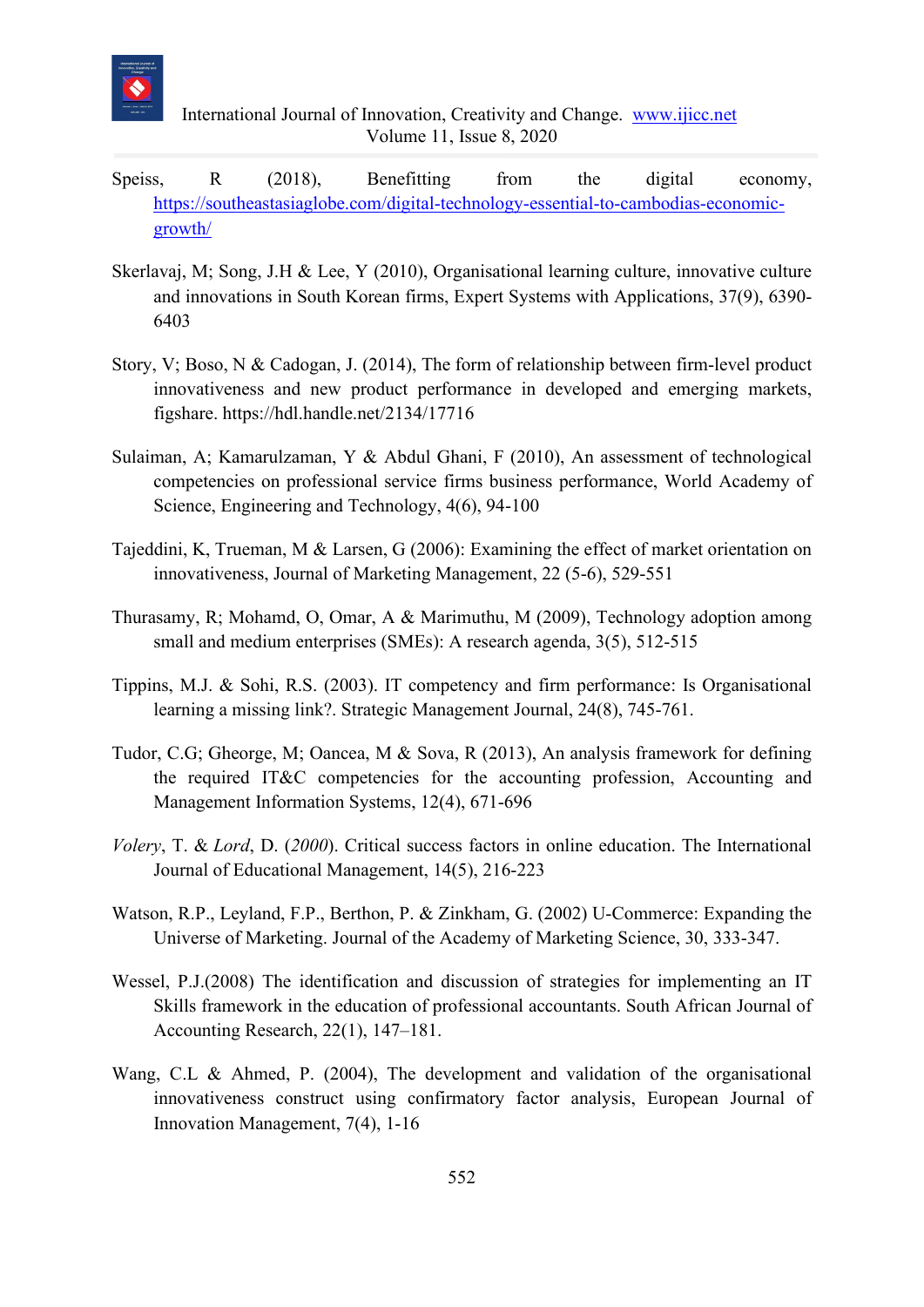Speiss, R (2018), Benefitting from the digital economy, https://southeastasiaglobe.com/digital-technology-essential-to-cambodias-economic-growth/

Skerlavaj, M; Song, J.H & Lee, Y (2010), Organisational learning culture, innovative culture and innovations in South Korean firms, Expert Systems with Applications, 37(9), 6390-6403

Story, V; Boso, N & Cadogan, J. (2014), The form of relationship between firm-level product innovativeness and new product performance in developed and emerging markets, figshare. https://hdl.handle.net/2134/17716

Sulaiman, A; Kamarulzaman, Y & Abdul Ghani, F (2010), An assessment of technological competencies on professional service firms business performance, World Academy of Science, Engineering and Technology, 4(6), 94-100

Tajeddini, K, Trueman, M & Larsen, G (2006): Examining the effect of market orientation on innovativeness, Journal of Marketing Management, 22 (5-6), 529-551

Thurasamy, R; Mohamd, O, Omar, A & Marimuthu, M (2009), Technology adoption among small and medium enterprises (SMEs): A research agenda, 3(5), 512-515

Tippins, M.J. & Sohi, R.S. (2003). IT competency and firm performance: Is Organisational learning a missing link?. Strategic Management Journal, 24(8), 745-761.

Tudor, C.G; Gheorge, M; Oancea, M & Sova, R (2013), An analysis framework for defining the required IT&C competencies for the accounting profession, Accounting and Management Information Systems, 12(4), 671-696

*Volery*, T. & *Lord*, D. (*2000*). Critical success factors in online education. The International Journal of Educational Management, 14(5), 216-223

Watson, R.P., Leyland, F.P., Berthon, P. & Zinkham, G. (2002) U-Commerce: Expanding the Universe of Marketing. Journal of the Academy of Marketing Science, 30, 333-347.

Wessel, P.J.(2008) The identification and discussion of strategies for implementing an IT Skills framework in the education of professional accountants. South African Journal of Accounting Research, 22(1), 147–181.

Wang, C.L & Ahmed, P. (2004), The development and validation of the organisational innovativeness construct using confirmatory factor analysis, European Journal of Innovation Management, 7(4), 1-16